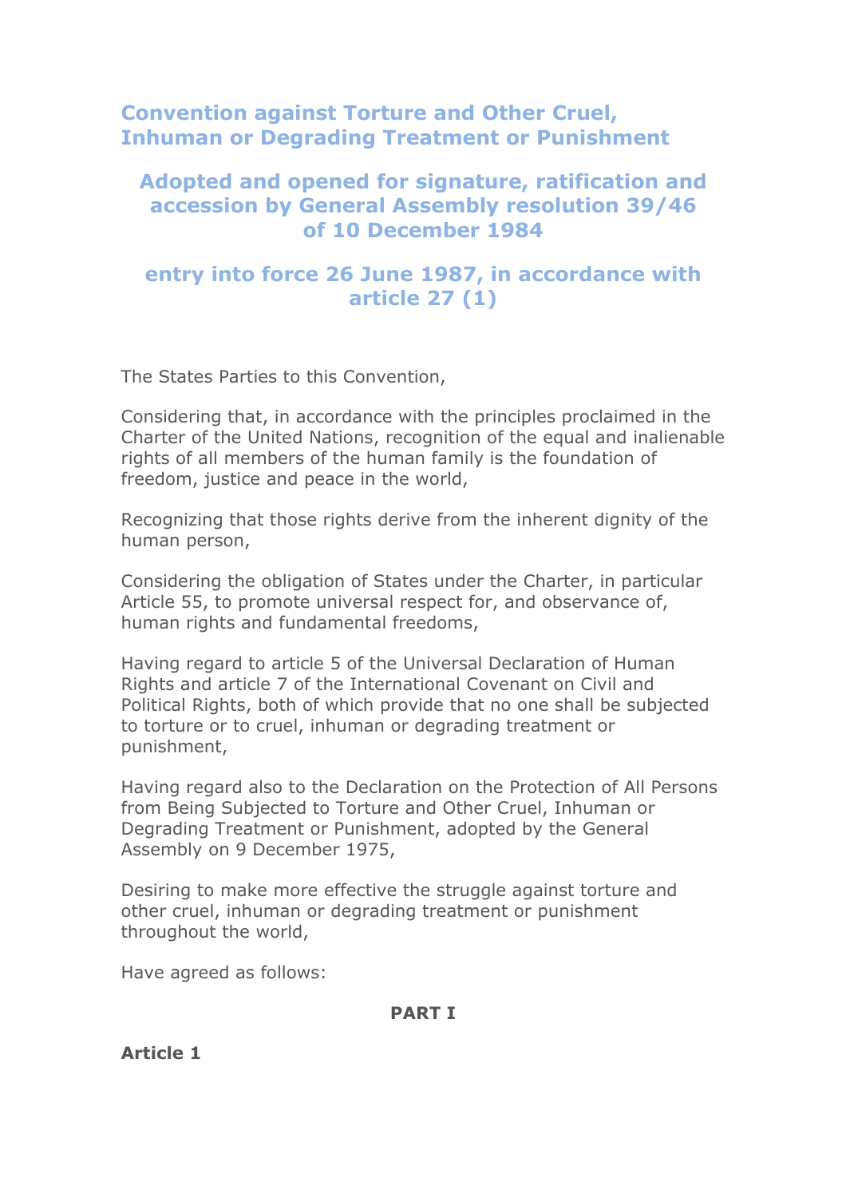# Convention against Torture and Other Cruel, Inhuman or Degrading Treatment or Punishment

## Adopted and opened for signature, ratification and accession by General Assembly resolution 39/46 of 10 December 1984

## entry into force 26 June 1987, in accordance with article 27 (1)

The States Parties to this Convention,

Considering that, in accordance with the principles proclaimed in the Charter of the United Nations, recognition of the equal and inalienable rights of all members of the human family is the foundation of freedom, justice and peace in the world,

Recognizing that those rights derive from the inherent dignity of the human person,

Considering the obligation of States under the Charter, in particular Article 55, to promote universal respect for, and observance of, human rights and fundamental freedoms,

Having regard to article 5 of the Universal Declaration of Human Rights and article 7 of the International Covenant on Civil and Political Rights, both of which provide that no one shall be subjected to torture or to cruel, inhuman or degrading treatment or punishment,

Having regard also to the Declaration on the Protection of All Persons from Being Subjected to Torture and Other Cruel, Inhuman or Degrading Treatment or Punishment, adopted by the General Assembly on 9 December 1975,

Desiring to make more effective the struggle against torture and other cruel, inhuman or degrading treatment or punishment throughout the world,

Have agreed as follows:

**PART I**

**Article 1**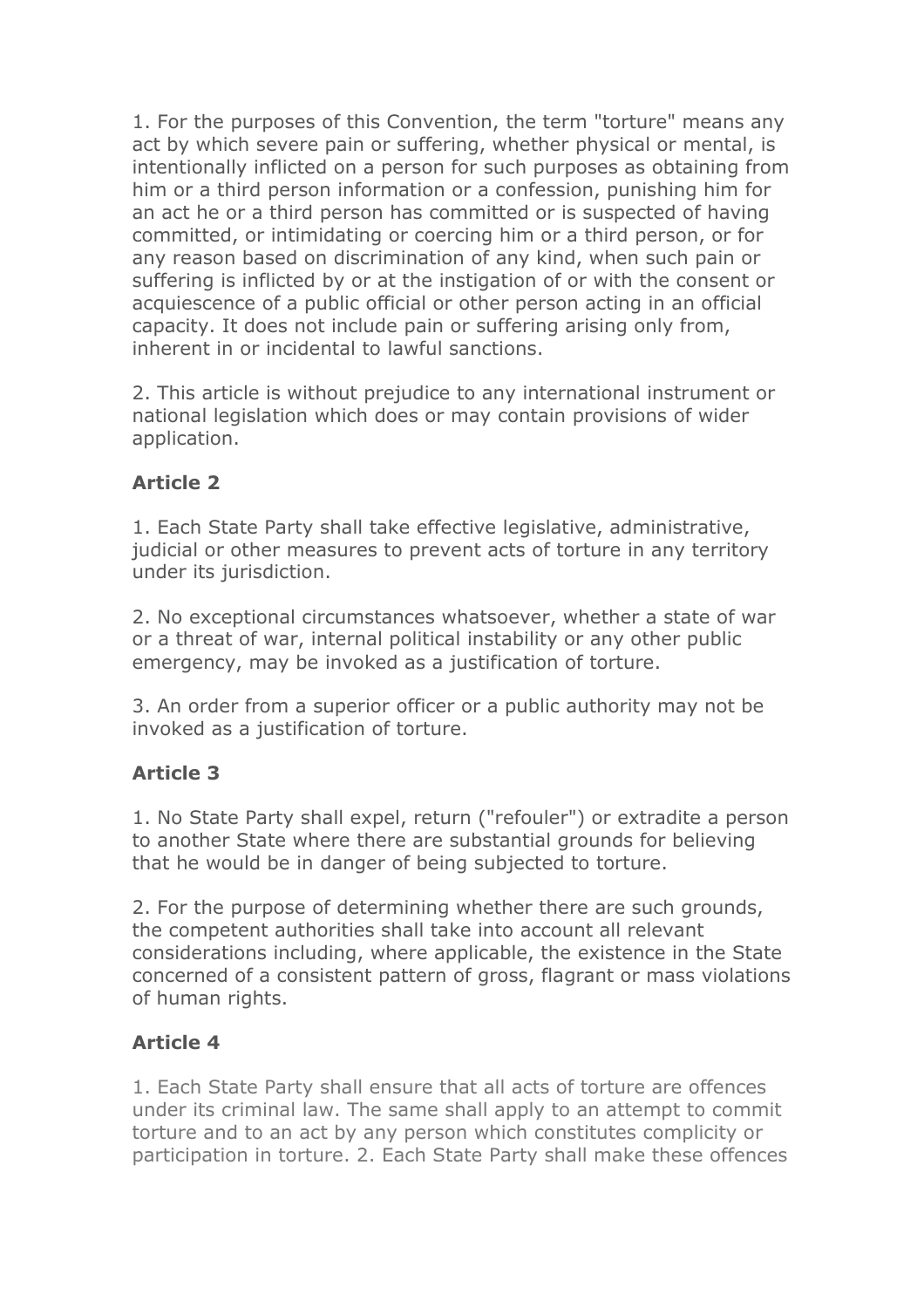1. For the purposes of this Convention, the term "torture" means any act by which severe pain or suffering, whether physical or mental, is intentionally inflicted on a person for such purposes as obtaining from him or a third person information or a confession, punishing him for an act he or a third person has committed or is suspected of having committed, or intimidating or coercing him or a third person, or for any reason based on discrimination of any kind, when such pain or suffering is inflicted by or at the instigation of or with the consent or acquiescence of a public official or other person acting in an official capacity. It does not include pain or suffering arising only from, inherent in or incidental to lawful sanctions.

2. This article is without prejudice to any international instrument or national legislation which does or may contain provisions of wider application.

### Article 2

1. Each State Party shall take effective legislative, administrative, judicial or other measures to prevent acts of torture in any territory under its jurisdiction.

2. No exceptional circumstances whatsoever, whether a state of war or a threat of war, internal political instability or any other public emergency, may be invoked as a justification of torture.

3. An order from a superior officer or a public authority may not be invoked as a justification of torture.

### Article 3

1. No State Party shall expel, return ("refouler") or extradite a person to another State where there are substantial grounds for believing that he would be in danger of being subjected to torture.

2. For the purpose of determining whether there are such grounds, the competent authorities shall take into account all relevant considerations including, where applicable, the existence in the State concerned of a consistent pattern of gross, flagrant or mass violations of human rights.

### Article 4

1. Each State Party shall ensure that all acts of torture are offences under its criminal law. The same shall apply to an attempt to commit torture and to an act by any person which constitutes complicity or participation in torture. 2. Each State Party shall make these offences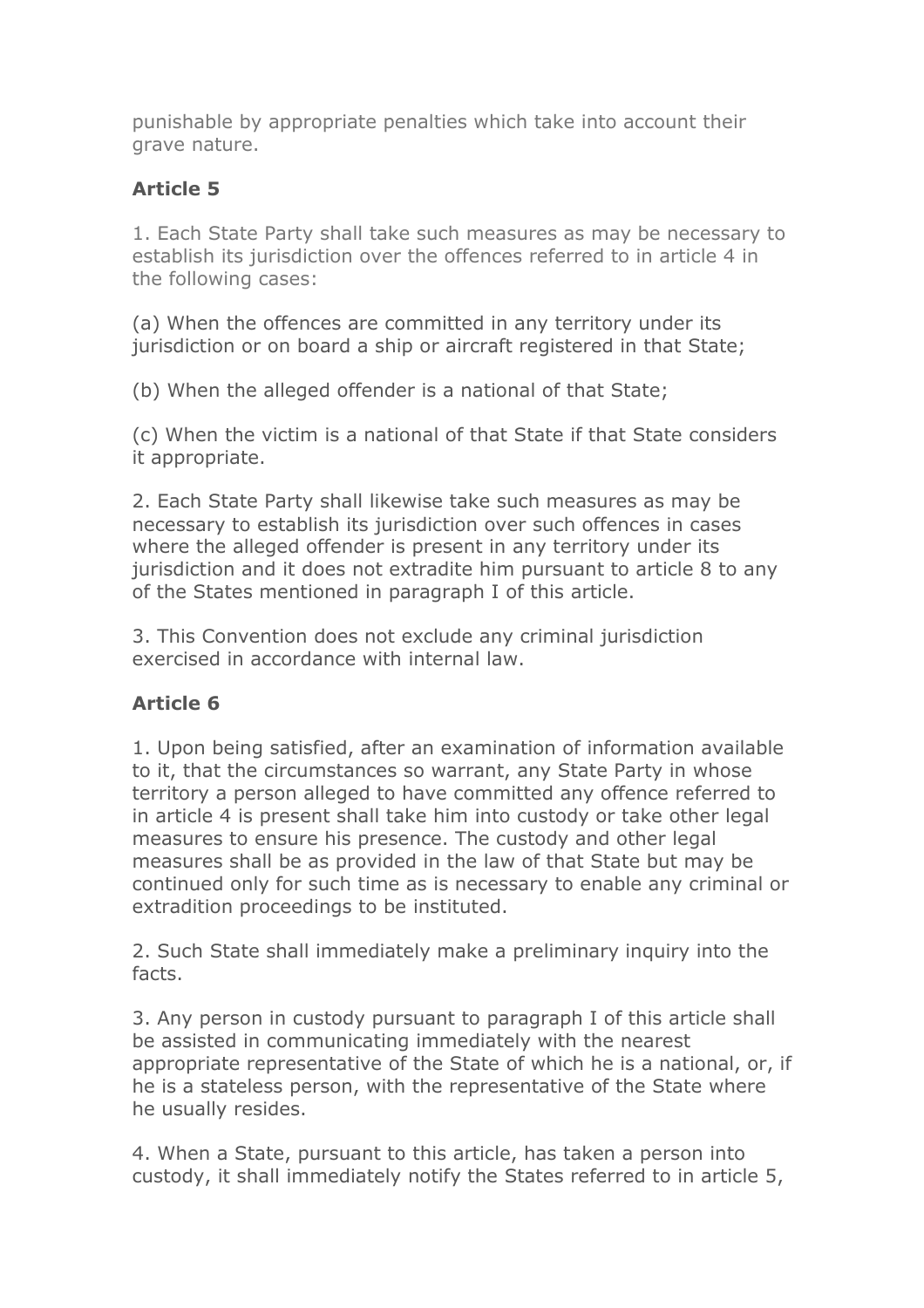punishable by appropriate penalties which take into account their grave nature.

**Article 5**

1. Each State Party shall take such measures as may be necessary to establish its jurisdiction over the offences referred to in article 4 in the following cases:

(a) When the offences are committed in any territory under its jurisdiction or on board a ship or aircraft registered in that State;

(b) When the alleged offender is a national of that State;

(c) When the victim is a national of that State if that State considers it appropriate.

2. Each State Party shall likewise take such measures as may be necessary to establish its jurisdiction over such offences in cases where the alleged offender is present in any territory under its jurisdiction and it does not extradite him pursuant to article 8 to any of the States mentioned in paragraph I of this article.

3. This Convention does not exclude any criminal jurisdiction exercised in accordance with internal law.

**Article 6**

1. Upon being satisfied, after an examination of information available to it, that the circumstances so warrant, any State Party in whose territory a person alleged to have committed any offence referred to in article 4 is present shall take him into custody or take other legal measures to ensure his presence. The custody and other legal measures shall be as provided in the law of that State but may be continued only for such time as is necessary to enable any criminal or extradition proceedings to be instituted.

2. Such State shall immediately make a preliminary inquiry into the facts.

3. Any person in custody pursuant to paragraph I of this article shall be assisted in communicating immediately with the nearest appropriate representative of the State of which he is a national, or, if he is a stateless person, with the representative of the State where he usually resides.

4. When a State, pursuant to this article, has taken a person into custody, it shall immediately notify the States referred to in article 5,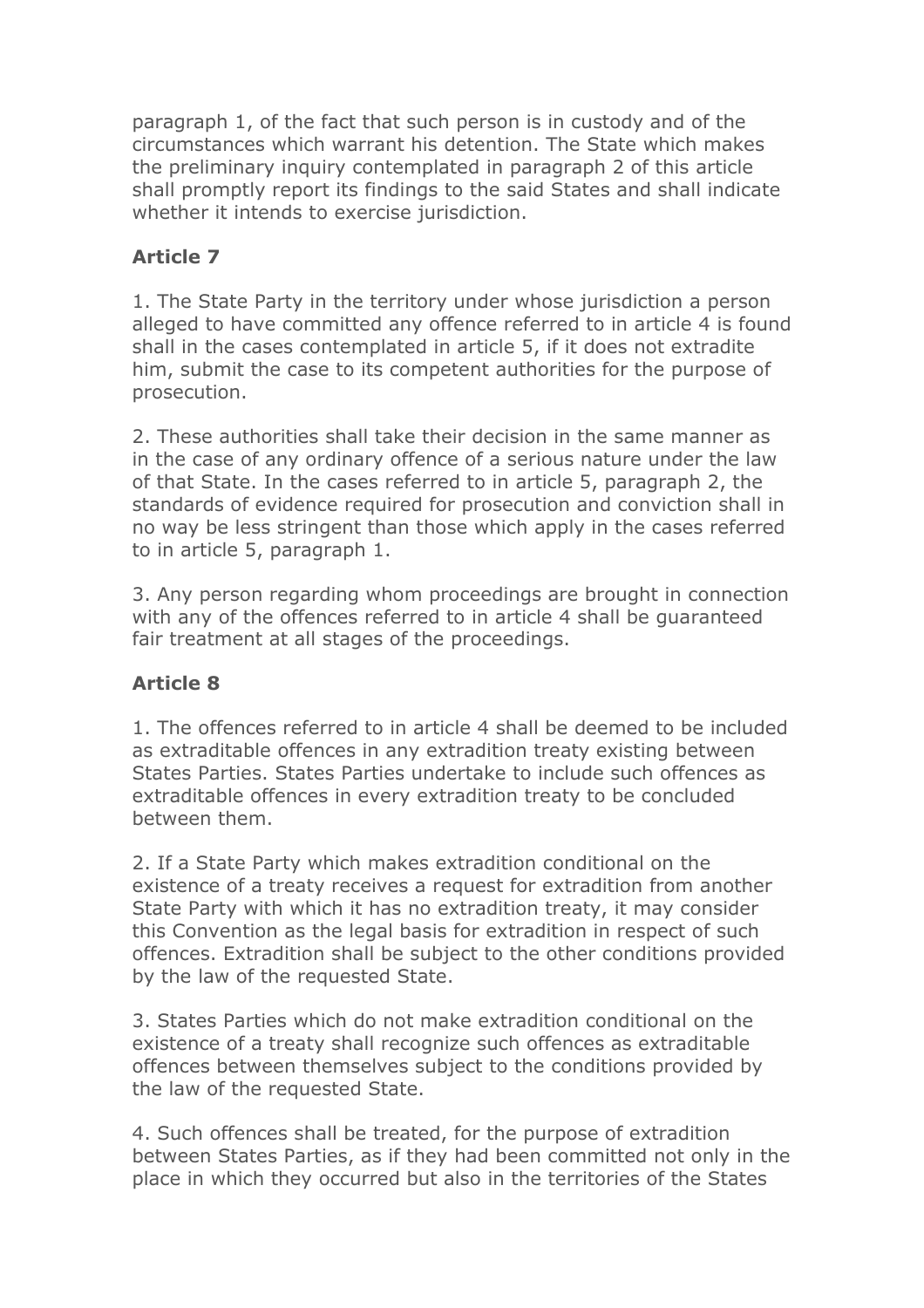paragraph 1, of the fact that such person is in custody and of the circumstances which warrant his detention. The State which makes the preliminary inquiry contemplated in paragraph 2 of this article shall promptly report its findings to the said States and shall indicate whether it intends to exercise jurisdiction.

**Article 7**

1. The State Party in the territory under whose jurisdiction a person alleged to have committed any offence referred to in article 4 is found shall in the cases contemplated in article 5, if it does not extradite him, submit the case to its competent authorities for the purpose of prosecution.

2. These authorities shall take their decision in the same manner as in the case of any ordinary offence of a serious nature under the law of that State. In the cases referred to in article 5, paragraph 2, the standards of evidence required for prosecution and conviction shall in no way be less stringent than those which apply in the cases referred to in article 5, paragraph 1.

3. Any person regarding whom proceedings are brought in connection with any of the offences referred to in article 4 shall be guaranteed fair treatment at all stages of the proceedings.

**Article 8**

1. The offences referred to in article 4 shall be deemed to be included as extraditable offences in any extradition treaty existing between States Parties. States Parties undertake to include such offences as extraditable offences in every extradition treaty to be concluded between them.

2. If a State Party which makes extradition conditional on the existence of a treaty receives a request for extradition from another State Party with which it has no extradition treaty, it may consider this Convention as the legal basis for extradition in respect of such offences. Extradition shall be subject to the other conditions provided by the law of the requested State.

3. States Parties which do not make extradition conditional on the existence of a treaty shall recognize such offences as extraditable offences between themselves subject to the conditions provided by the law of the requested State.

4. Such offences shall be treated, for the purpose of extradition between States Parties, as if they had been committed not only in the place in which they occurred but also in the territories of the States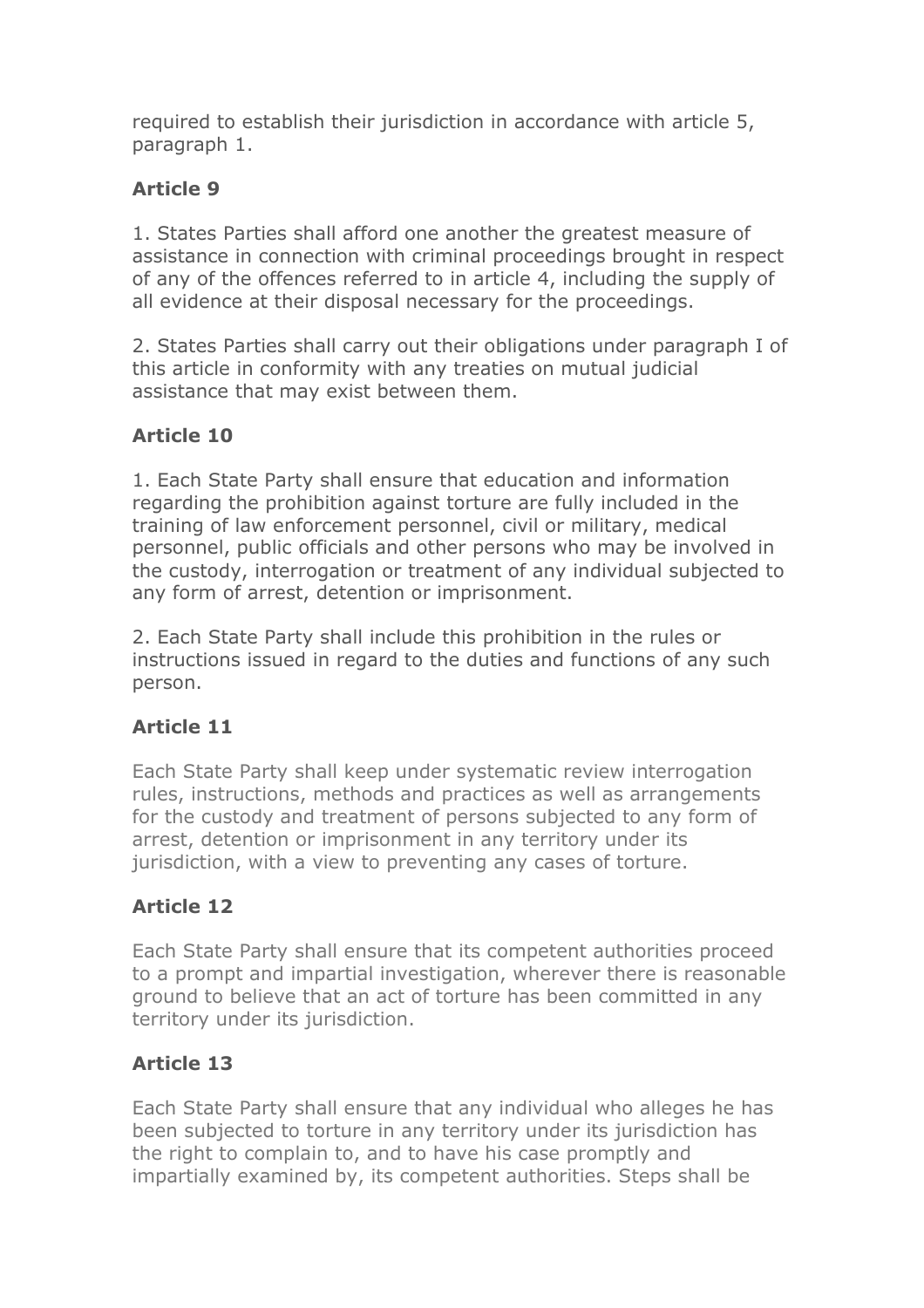required to establish their jurisdiction in accordance with article 5, paragraph 1.

### Article 9

1. States Parties shall afford one another the greatest measure of assistance in connection with criminal proceedings brought in respect of any of the offences referred to in article 4, including the supply of all evidence at their disposal necessary for the proceedings.

2. States Parties shall carry out their obligations under paragraph I of this article in conformity with any treaties on mutual judicial assistance that may exist between them.

### Article 10

1. Each State Party shall ensure that education and information regarding the prohibition against torture are fully included in the training of law enforcement personnel, civil or military, medical personnel, public officials and other persons who may be involved in the custody, interrogation or treatment of any individual subjected to any form of arrest, detention or imprisonment.

2. Each State Party shall include this prohibition in the rules or instructions issued in regard to the duties and functions of any such person.

### Article 11

Each State Party shall keep under systematic review interrogation rules, instructions, methods and practices as well as arrangements for the custody and treatment of persons subjected to any form of arrest, detention or imprisonment in any territory under its jurisdiction, with a view to preventing any cases of torture.

### Article 12

Each State Party shall ensure that its competent authorities proceed to a prompt and impartial investigation, wherever there is reasonable ground to believe that an act of torture has been committed in any territory under its jurisdiction.

### Article 13

Each State Party shall ensure that any individual who alleges he has been subjected to torture in any territory under its jurisdiction has the right to complain to, and to have his case promptly and impartially examined by, its competent authorities. Steps shall be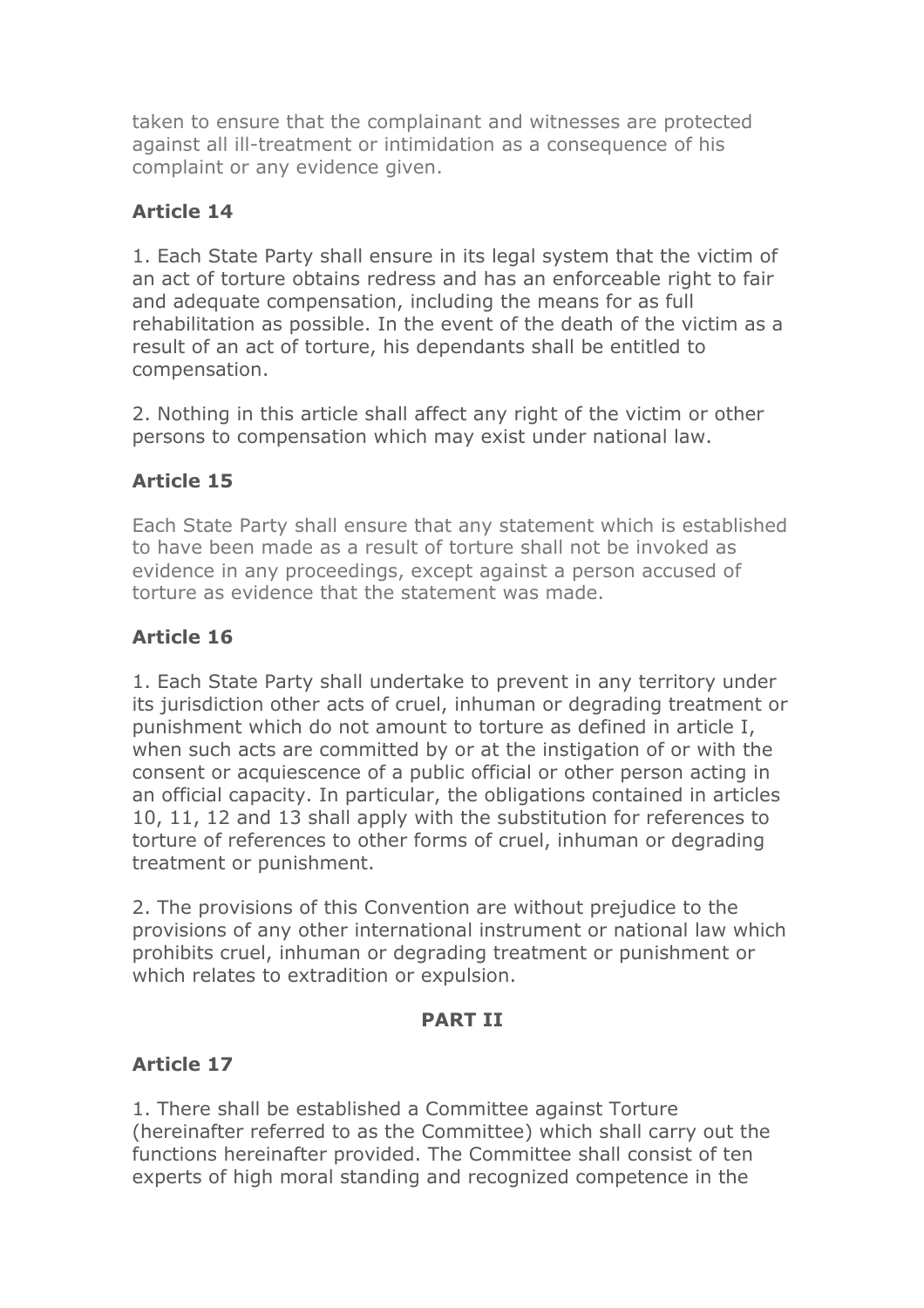taken to ensure that the complainant and witnesses are protected against all ill-treatment or intimidation as a consequence of his complaint or any evidence given.

### Article 14

1. Each State Party shall ensure in its legal system that the victim of an act of torture obtains redress and has an enforceable right to fair and adequate compensation, including the means for as full rehabilitation as possible. In the event of the death of the victim as a result of an act of torture, his dependants shall be entitled to compensation.

2. Nothing in this article shall affect any right of the victim or other persons to compensation which may exist under national law.

### Article 15

Each State Party shall ensure that any statement which is established to have been made as a result of torture shall not be invoked as evidence in any proceedings, except against a person accused of torture as evidence that the statement was made.

### Article 16

1. Each State Party shall undertake to prevent in any territory under its jurisdiction other acts of cruel, inhuman or degrading treatment or punishment which do not amount to torture as defined in article I, when such acts are committed by or at the instigation of or with the consent or acquiescence of a public official or other person acting in an official capacity. In particular, the obligations contained in articles 10, 11, 12 and 13 shall apply with the substitution for references to torture of references to other forms of cruel, inhuman or degrading treatment or punishment.

2. The provisions of this Convention are without prejudice to the provisions of any other international instrument or national law which prohibits cruel, inhuman or degrading treatment or punishment or which relates to extradition or expulsion.

## PART II

### Article 17

1. There shall be established a Committee against Torture (hereinafter referred to as the Committee) which shall carry out the functions hereinafter provided. The Committee shall consist of ten experts of high moral standing and recognized competence in the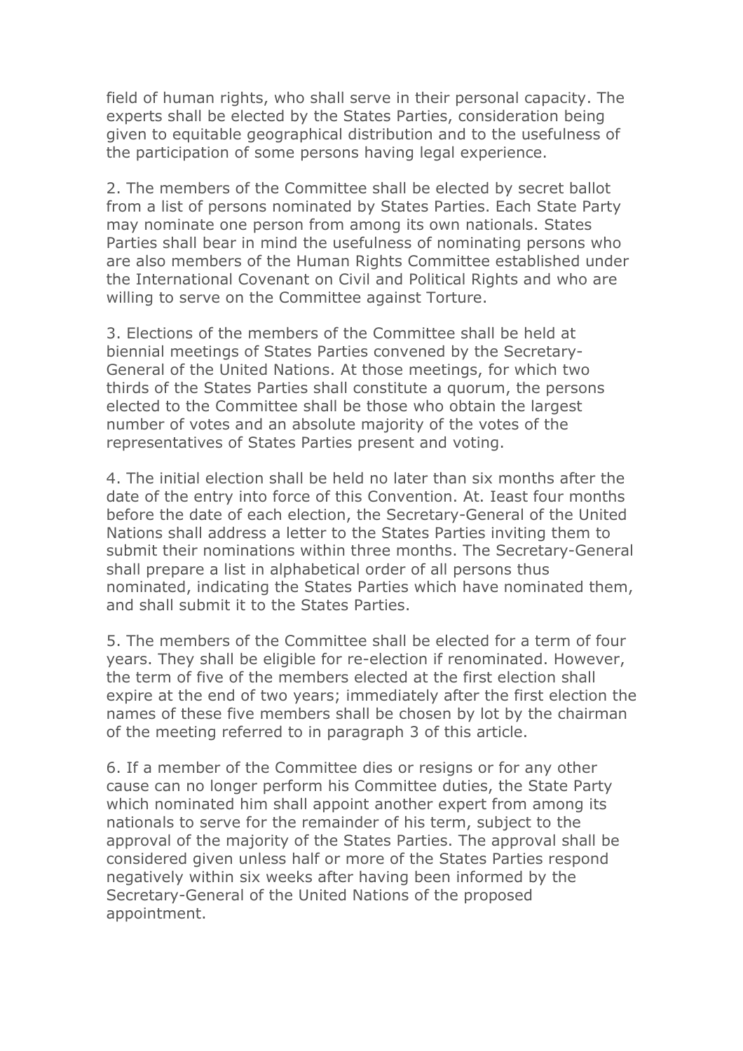field of human rights, who shall serve in their personal capacity. The experts shall be elected by the States Parties, consideration being given to equitable geographical distribution and to the usefulness of the participation of some persons having legal experience.

2. The members of the Committee shall be elected by secret ballot from a list of persons nominated by States Parties. Each State Party may nominate one person from among its own nationals. States Parties shall bear in mind the usefulness of nominating persons who are also members of the Human Rights Committee established under the International Covenant on Civil and Political Rights and who are willing to serve on the Committee against Torture.

3. Elections of the members of the Committee shall be held at biennial meetings of States Parties convened by the Secretary-General of the United Nations. At those meetings, for which two thirds of the States Parties shall constitute a quorum, the persons elected to the Committee shall be those who obtain the largest number of votes and an absolute majority of the votes of the representatives of States Parties present and voting.

4. The initial election shall be held no later than six months after the date of the entry into force of this Convention. At. Ieast four months before the date of each election, the Secretary-General of the United Nations shall address a letter to the States Parties inviting them to submit their nominations within three months. The Secretary-General shall prepare a list in alphabetical order of all persons thus nominated, indicating the States Parties which have nominated them, and shall submit it to the States Parties.

5. The members of the Committee shall be elected for a term of four years. They shall be eligible for re-election if renominated. However, the term of five of the members elected at the first election shall expire at the end of two years; immediately after the first election the names of these five members shall be chosen by lot by the chairman of the meeting referred to in paragraph 3 of this article.

6. If a member of the Committee dies or resigns or for any other cause can no longer perform his Committee duties, the State Party which nominated him shall appoint another expert from among its nationals to serve for the remainder of his term, subject to the approval of the majority of the States Parties. The approval shall be considered given unless half or more of the States Parties respond negatively within six weeks after having been informed by the Secretary-General of the United Nations of the proposed appointment.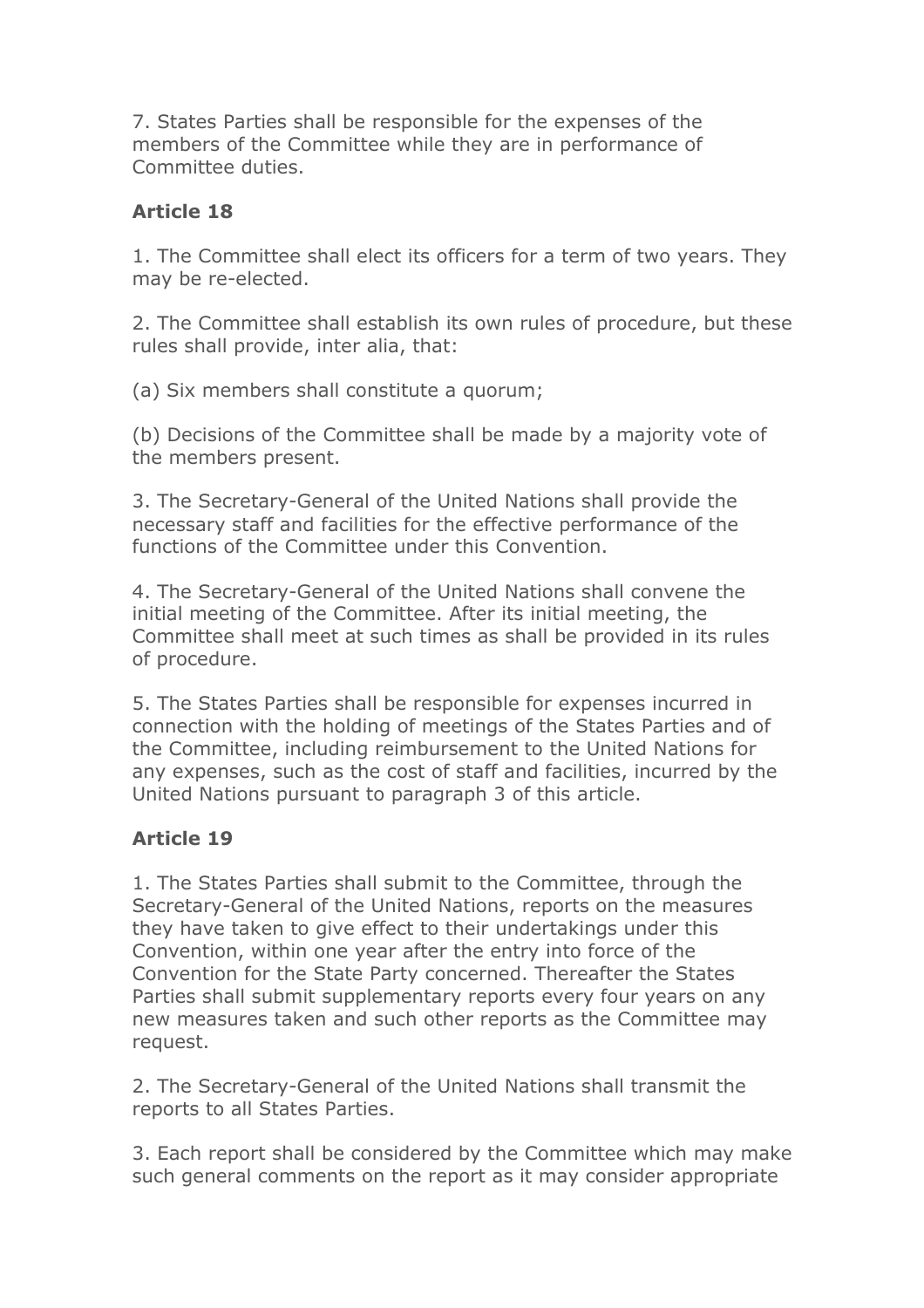7. States Parties shall be responsible for the expenses of the members of the Committee while they are in performance of Committee duties.

**Article 18**

1. The Committee shall elect its officers for a term of two years. They may be re-elected.

2. The Committee shall establish its own rules of procedure, but these rules shall provide, inter alia, that:

(a) Six members shall constitute a quorum;

(b) Decisions of the Committee shall be made by a majority vote of the members present.

3. The Secretary-General of the United Nations shall provide the necessary staff and facilities for the effective performance of the functions of the Committee under this Convention.

4. The Secretary-General of the United Nations shall convene the initial meeting of the Committee. After its initial meeting, the Committee shall meet at such times as shall be provided in its rules of procedure.

5. The States Parties shall be responsible for expenses incurred in connection with the holding of meetings of the States Parties and of the Committee, including reimbursement to the United Nations for any expenses, such as the cost of staff and facilities, incurred by the United Nations pursuant to paragraph 3 of this article.

**Article 19**

1. The States Parties shall submit to the Committee, through the Secretary-General of the United Nations, reports on the measures they have taken to give effect to their undertakings under this Convention, within one year after the entry into force of the Convention for the State Party concerned. Thereafter the States Parties shall submit supplementary reports every four years on any new measures taken and such other reports as the Committee may request.

2. The Secretary-General of the United Nations shall transmit the reports to all States Parties.

3. Each report shall be considered by the Committee which may make such general comments on the report as it may consider appropriate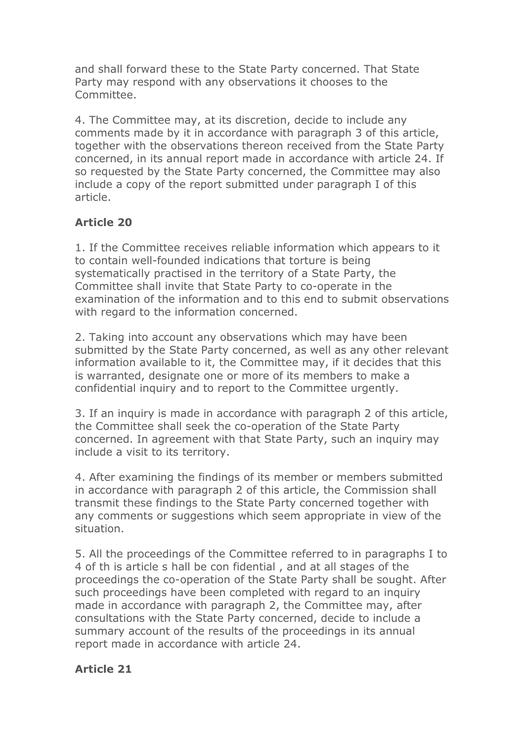and shall forward these to the State Party concerned. That State Party may respond with any observations it chooses to the Committee.

4. The Committee may, at its discretion, decide to include any comments made by it in accordance with paragraph 3 of this article, together with the observations thereon received from the State Party concerned, in its annual report made in accordance with article 24. If so requested by the State Party concerned, the Committee may also include a copy of the report submitted under paragraph I of this article.

**Article 20**

1. If the Committee receives reliable information which appears to it to contain well-founded indications that torture is being systematically practised in the territory of a State Party, the Committee shall invite that State Party to co-operate in the examination of the information and to this end to submit observations with regard to the information concerned.

2. Taking into account any observations which may have been submitted by the State Party concerned, as well as any other relevant information available to it, the Committee may, if it decides that this is warranted, designate one or more of its members to make a confidential inquiry and to report to the Committee urgently.

3. If an inquiry is made in accordance with paragraph 2 of this article, the Committee shall seek the co-operation of the State Party concerned. In agreement with that State Party, such an inquiry may include a visit to its territory.

4. After examining the findings of its member or members submitted in accordance with paragraph 2 of this article, the Commission shall transmit these findings to the State Party concerned together with any comments or suggestions which seem appropriate in view of the situation.

5. All the proceedings of the Committee referred to in paragraphs I to 4 of th is article s hall be con fidential , and at all stages of the proceedings the co-operation of the State Party shall be sought. After such proceedings have been completed with regard to an inquiry made in accordance with paragraph 2, the Committee may, after consultations with the State Party concerned, decide to include a summary account of the results of the proceedings in its annual report made in accordance with article 24.

**Article 21**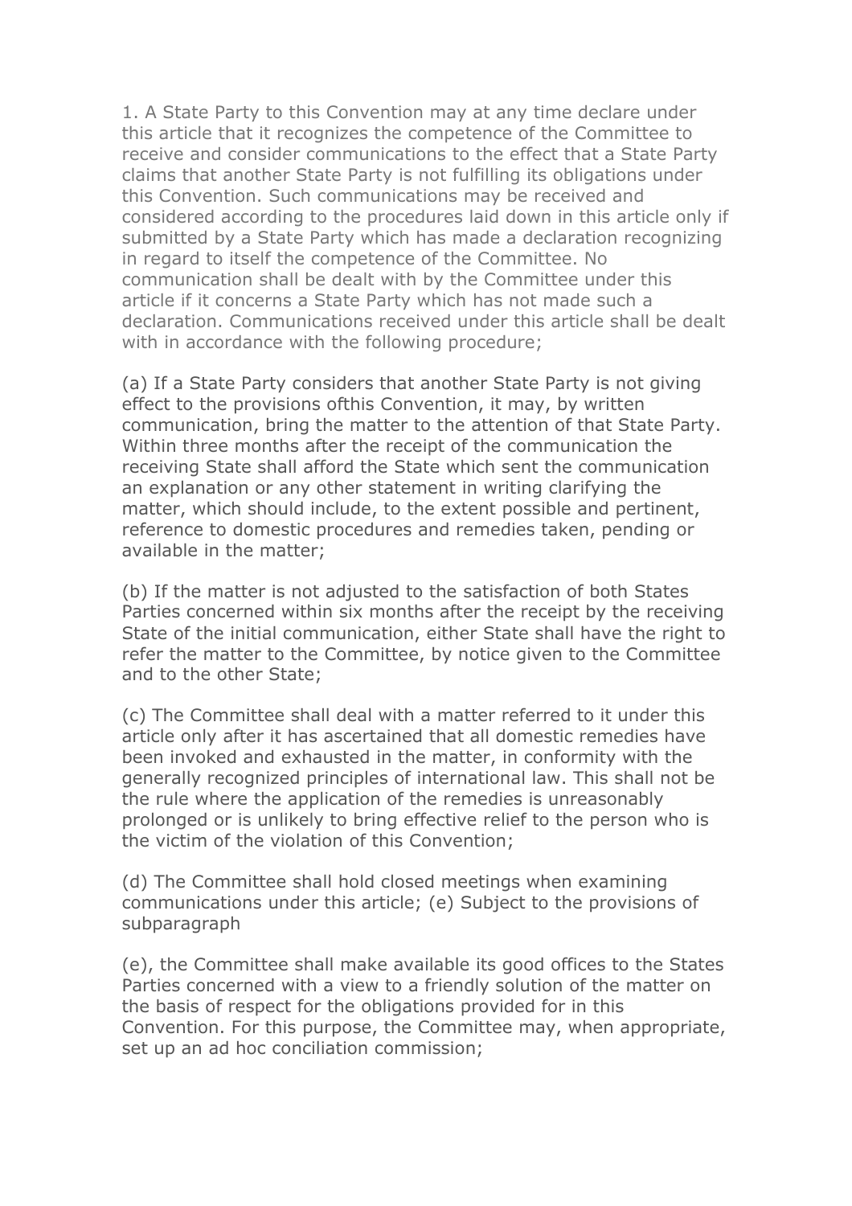1. A State Party to this Convention may at any time declare under this article that it recognizes the competence of the Committee to receive and consider communications to the effect that a State Party claims that another State Party is not fulfilling its obligations under this Convention. Such communications may be received and considered according to the procedures laid down in this article only if submitted by a State Party which has made a declaration recognizing in regard to itself the competence of the Committee. No communication shall be dealt with by the Committee under this article if it concerns a State Party which has not made such a declaration. Communications received under this article shall be dealt with in accordance with the following procedure;

(a) If a State Party considers that another State Party is not giving effect to the provisions ofthis Convention, it may, by written communication, bring the matter to the attention of that State Party. Within three months after the receipt of the communication the receiving State shall afford the State which sent the communication an explanation or any other statement in writing clarifying the matter, which should include, to the extent possible and pertinent, reference to domestic procedures and remedies taken, pending or available in the matter;

(b) If the matter is not adjusted to the satisfaction of both States Parties concerned within six months after the receipt by the receiving State of the initial communication, either State shall have the right to refer the matter to the Committee, by notice given to the Committee and to the other State;

(c) The Committee shall deal with a matter referred to it under this article only after it has ascertained that all domestic remedies have been invoked and exhausted in the matter, in conformity with the generally recognized principles of international law. This shall not be the rule where the application of the remedies is unreasonably prolonged or is unlikely to bring effective relief to the person who is the victim of the violation of this Convention;

(d) The Committee shall hold closed meetings when examining communications under this article; (e) Subject to the provisions of subparagraph

(e), the Committee shall make available its good offices to the States Parties concerned with a view to a friendly solution of the matter on the basis of respect for the obligations provided for in this Convention. For this purpose, the Committee may, when appropriate, set up an ad hoc conciliation commission;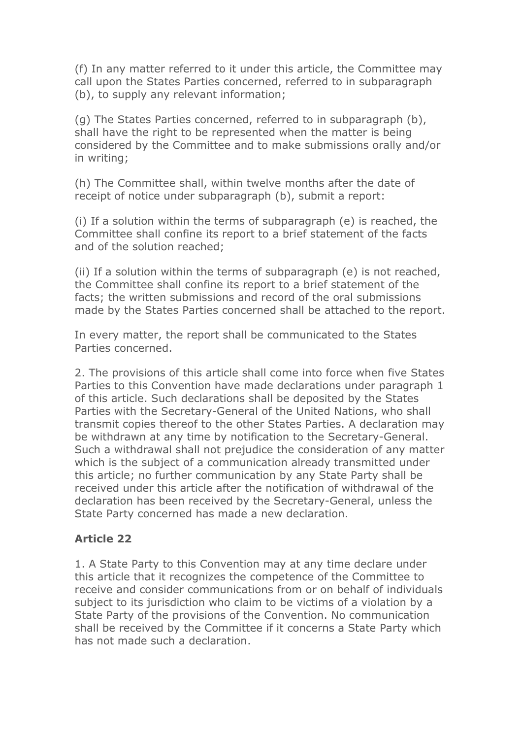(f) In any matter referred to it under this article, the Committee may call upon the States Parties concerned, referred to in subparagraph (b), to supply any relevant information;

(g) The States Parties concerned, referred to in subparagraph (b), shall have the right to be represented when the matter is being considered by the Committee and to make submissions orally and/or in writing;

(h) The Committee shall, within twelve months after the date of receipt of notice under subparagraph (b), submit a report:

(i) If a solution within the terms of subparagraph (e) is reached, the Committee shall confine its report to a brief statement of the facts and of the solution reached;

(ii) If a solution within the terms of subparagraph (e) is not reached, the Committee shall confine its report to a brief statement of the facts; the written submissions and record of the oral submissions made by the States Parties concerned shall be attached to the report.

In every matter, the report shall be communicated to the States Parties concerned.

2. The provisions of this article shall come into force when five States Parties to this Convention have made declarations under paragraph 1 of this article. Such declarations shall be deposited by the States Parties with the Secretary-General of the United Nations, who shall transmit copies thereof to the other States Parties. A declaration may be withdrawn at any time by notification to the Secretary-General. Such a withdrawal shall not prejudice the consideration of any matter which is the subject of a communication already transmitted under this article; no further communication by any State Party shall be received under this article after the notification of withdrawal of the declaration has been received by the Secretary-General, unless the State Party concerned has made a new declaration.

### Article 22

1. A State Party to this Convention may at any time declare under this article that it recognizes the competence of the Committee to receive and consider communications from or on behalf of individuals subject to its jurisdiction who claim to be victims of a violation by a State Party of the provisions of the Convention. No communication shall be received by the Committee if it concerns a State Party which has not made such a declaration.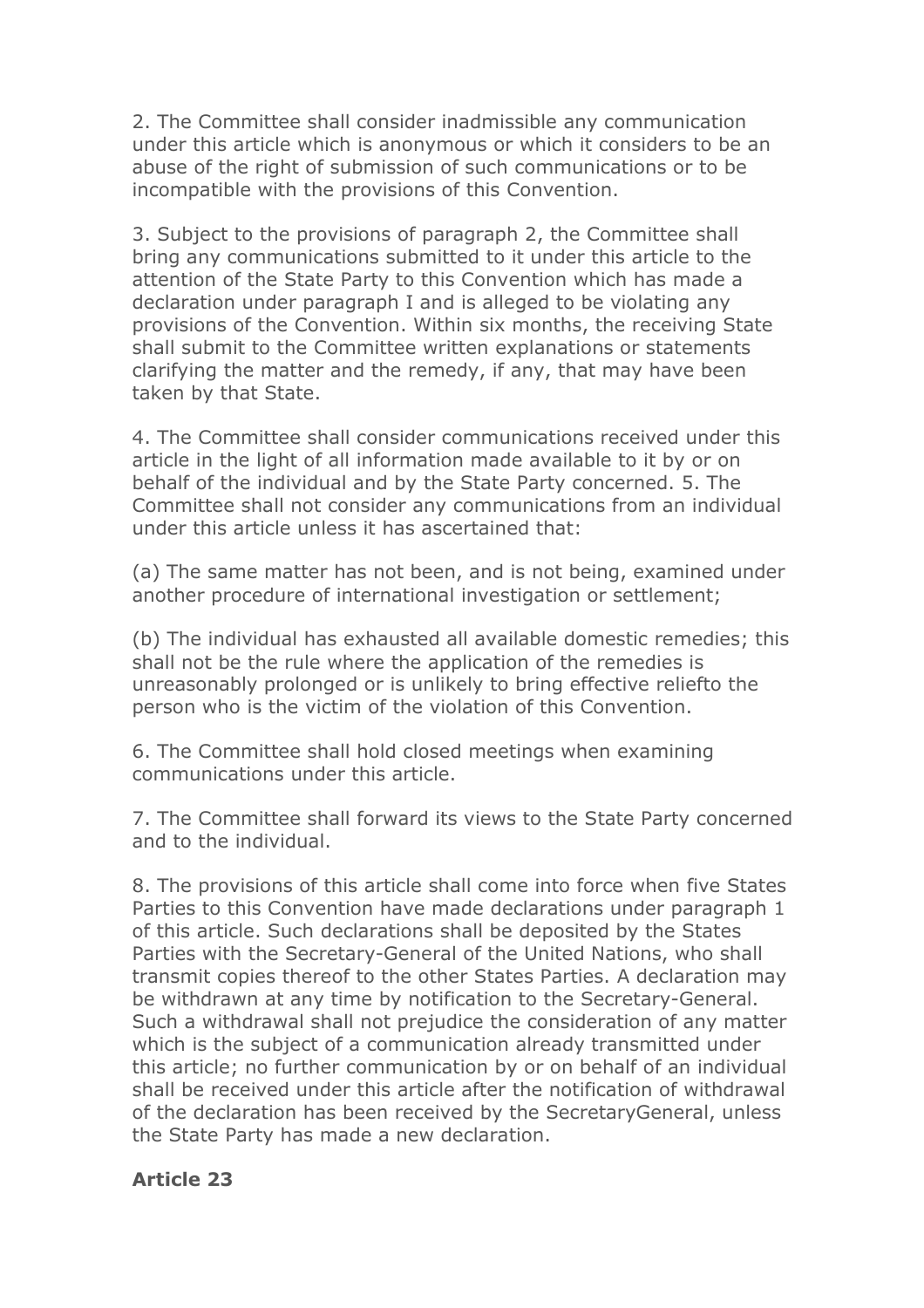2. The Committee shall consider inadmissible any communication under this article which is anonymous or which it considers to be an abuse of the right of submission of such communications or to be incompatible with the provisions of this Convention.

3. Subject to the provisions of paragraph 2, the Committee shall bring any communications submitted to it under this article to the attention of the State Party to this Convention which has made a declaration under paragraph I and is alleged to be violating any provisions of the Convention. Within six months, the receiving State shall submit to the Committee written explanations or statements clarifying the matter and the remedy, if any, that may have been taken by that State.

4. The Committee shall consider communications received under this article in the light of all information made available to it by or on behalf of the individual and by the State Party concerned. 5. The Committee shall not consider any communications from an individual under this article unless it has ascertained that:

(a) The same matter has not been, and is not being, examined under another procedure of international investigation or settlement;

(b) The individual has exhausted all available domestic remedies; this shall not be the rule where the application of the remedies is unreasonably prolonged or is unlikely to bring effective reliefto the person who is the victim of the violation of this Convention.

6. The Committee shall hold closed meetings when examining communications under this article.

7. The Committee shall forward its views to the State Party concerned and to the individual.

8. The provisions of this article shall come into force when five States Parties to this Convention have made declarations under paragraph 1 of this article. Such declarations shall be deposited by the States Parties with the Secretary-General of the United Nations, who shall transmit copies thereof to the other States Parties. A declaration may be withdrawn at any time by notification to the Secretary-General. Such a withdrawal shall not prejudice the consideration of any matter which is the subject of a communication already transmitted under this article; no further communication by or on behalf of an individual shall be received under this article after the notification of withdrawal of the declaration has been received by the SecretaryGeneral, unless the State Party has made a new declaration.

**Article 23**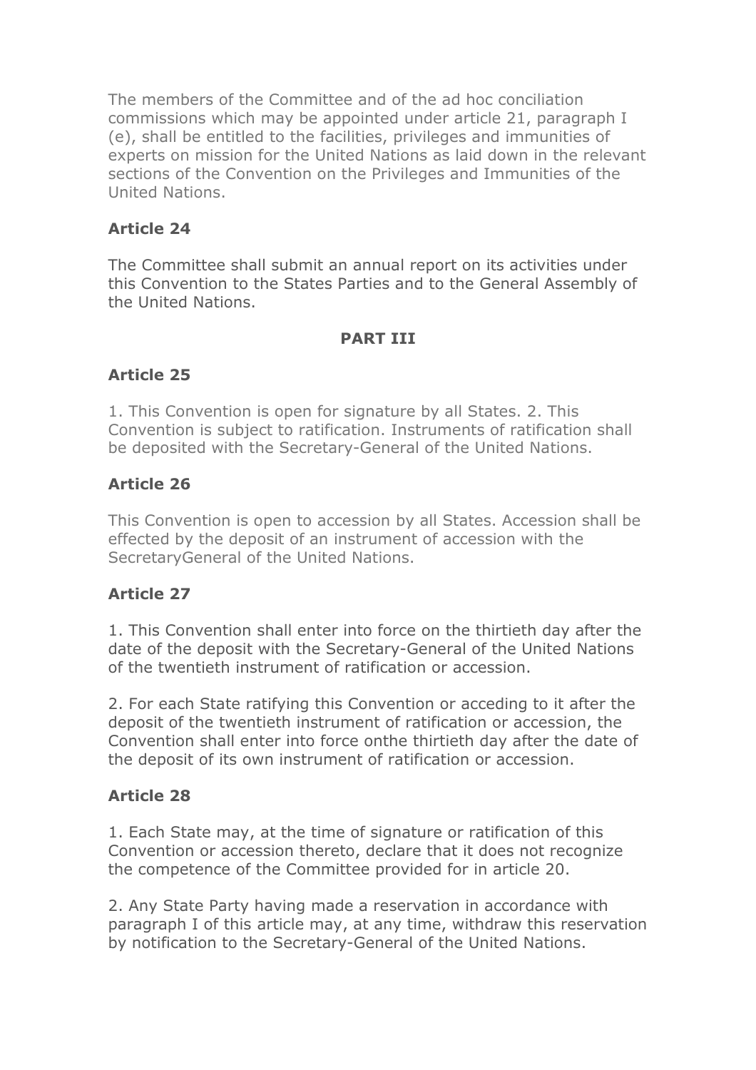The members of the Committee and of the ad hoc conciliation commissions which may be appointed under article 21, paragraph I (e), shall be entitled to the facilities, privileges and immunities of experts on mission for the United Nations as laid down in the relevant sections of the Convention on the Privileges and Immunities of the United Nations.

### Article 24

The Committee shall submit an annual report on its activities under this Convention to the States Parties and to the General Assembly of the United Nations.

## PART III

### Article 25

1. This Convention is open for signature by all States. 2. This Convention is subject to ratification. Instruments of ratification shall be deposited with the Secretary-General of the United Nations.

### Article 26

This Convention is open to accession by all States. Accession shall be effected by the deposit of an instrument of accession with the SecretaryGeneral of the United Nations.

### Article 27

1. This Convention shall enter into force on the thirtieth day after the date of the deposit with the Secretary-General of the United Nations of the twentieth instrument of ratification or accession.

2. For each State ratifying this Convention or acceding to it after the deposit of the twentieth instrument of ratification or accession, the Convention shall enter into force onthe thirtieth day after the date of the deposit of its own instrument of ratification or accession.

### Article 28

1. Each State may, at the time of signature or ratification of this Convention or accession thereto, declare that it does not recognize the competence of the Committee provided for in article 20.

2. Any State Party having made a reservation in accordance with paragraph I of this article may, at any time, withdraw this reservation by notification to the Secretary-General of the United Nations.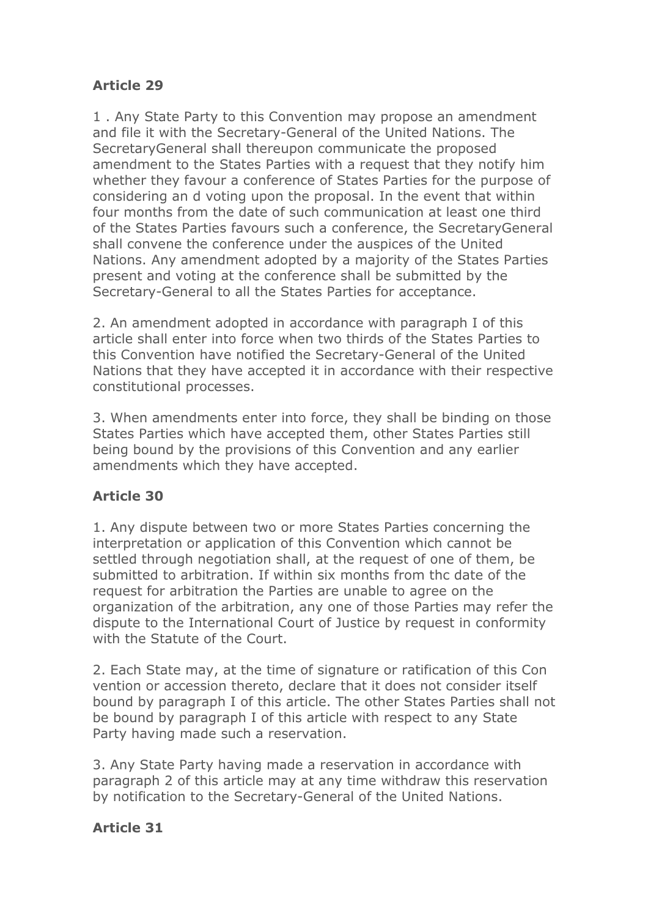**Article 29**

1 . Any State Party to this Convention may propose an amendment and file it with the Secretary-General of the United Nations. The SecretaryGeneral shall thereupon communicate the proposed amendment to the States Parties with a request that they notify him whether they favour a conference of States Parties for the purpose of considering an d voting upon the proposal. In the event that within four months from the date of such communication at least one third of the States Parties favours such a conference, the SecretaryGeneral shall convene the conference under the auspices of the United Nations. Any amendment adopted by a majority of the States Parties present and voting at the conference shall be submitted by the Secretary-General to all the States Parties for acceptance.

2. An amendment adopted in accordance with paragraph I of this article shall enter into force when two thirds of the States Parties to this Convention have notified the Secretary-General of the United Nations that they have accepted it in accordance with their respective constitutional processes.

3. When amendments enter into force, they shall be binding on those States Parties which have accepted them, other States Parties still being bound by the provisions of this Convention and any earlier amendments which they have accepted.

**Article 30**

1. Any dispute between two or more States Parties concerning the interpretation or application of this Convention which cannot be settled through negotiation shall, at the request of one of them, be submitted to arbitration. If within six months from thc date of the request for arbitration the Parties are unable to agree on the organization of the arbitration, any one of those Parties may refer the dispute to the International Court of Justice by request in conformity with the Statute of the Court.

2. Each State may, at the time of signature or ratification of this Con vention or accession thereto, declare that it does not consider itself bound by paragraph I of this article. The other States Parties shall not be bound by paragraph I of this article with respect to any State Party having made such a reservation.

3. Any State Party having made a reservation in accordance with paragraph 2 of this article may at any time withdraw this reservation by notification to the Secretary-General of the United Nations.

**Article 31**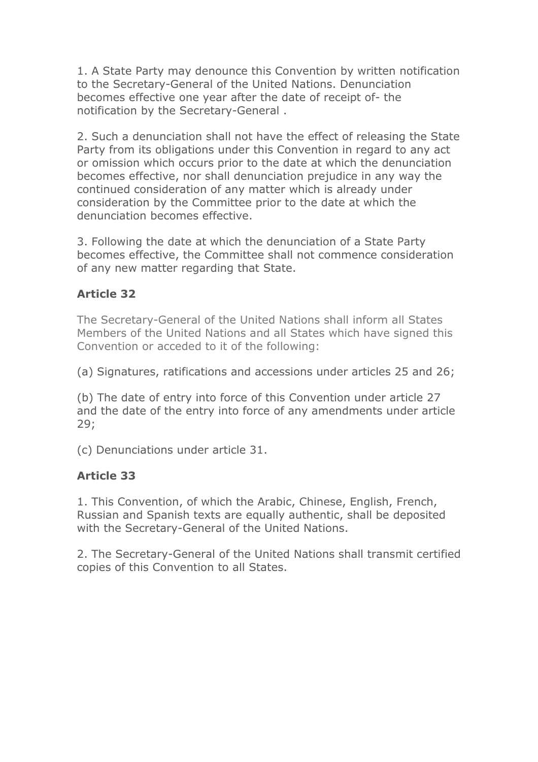1. A State Party may denounce this Convention by written notification to the Secretary-General of the United Nations. Denunciation becomes effective one year after the date of receipt of- the notification by the Secretary-General .

2. Such a denunciation shall not have the effect of releasing the State Party from its obligations under this Convention in regard to any act or omission which occurs prior to the date at which the denunciation becomes effective, nor shall denunciation prejudice in any way the continued consideration of any matter which is already under consideration by the Committee prior to the date at which the denunciation becomes effective.

3. Following the date at which the denunciation of a State Party becomes effective, the Committee shall not commence consideration of any new matter regarding that State.

**Article 32**

The Secretary-General of the United Nations shall inform all States Members of the United Nations and all States which have signed this Convention or acceded to it of the following:

(a) Signatures, ratifications and accessions under articles 25 and 26;

(b) The date of entry into force of this Convention under article 27 and the date of the entry into force of any amendments under article 29;

(c) Denunciations under article 31.

**Article 33**

1. This Convention, of which the Arabic, Chinese, English, French, Russian and Spanish texts are equally authentic, shall be deposited with the Secretary-General of the United Nations.

2. The Secretary-General of the United Nations shall transmit certified copies of this Convention to all States.